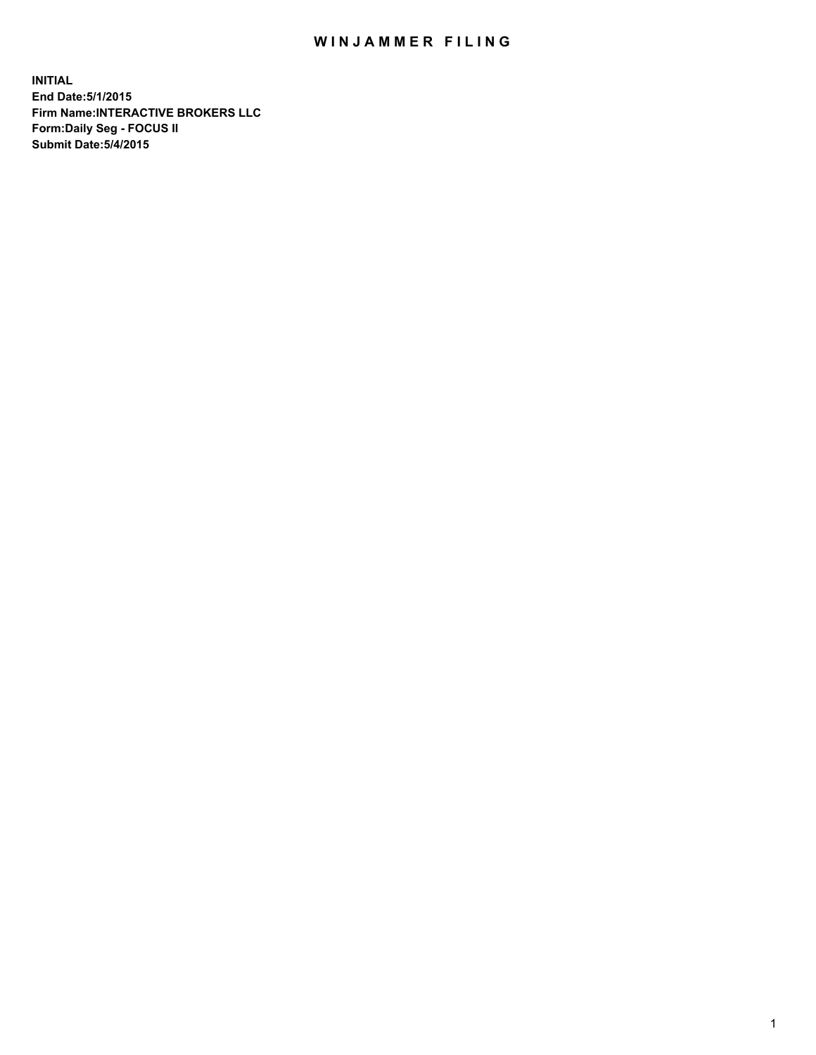# WINJAMMER FILING

**INITIAL**
**End Date:5/1/2015**
**Firm Name:INTERACTIVE BROKERS LLC**
**Form:Daily Seg - FOCUS II**
**Submit Date:5/4/2015**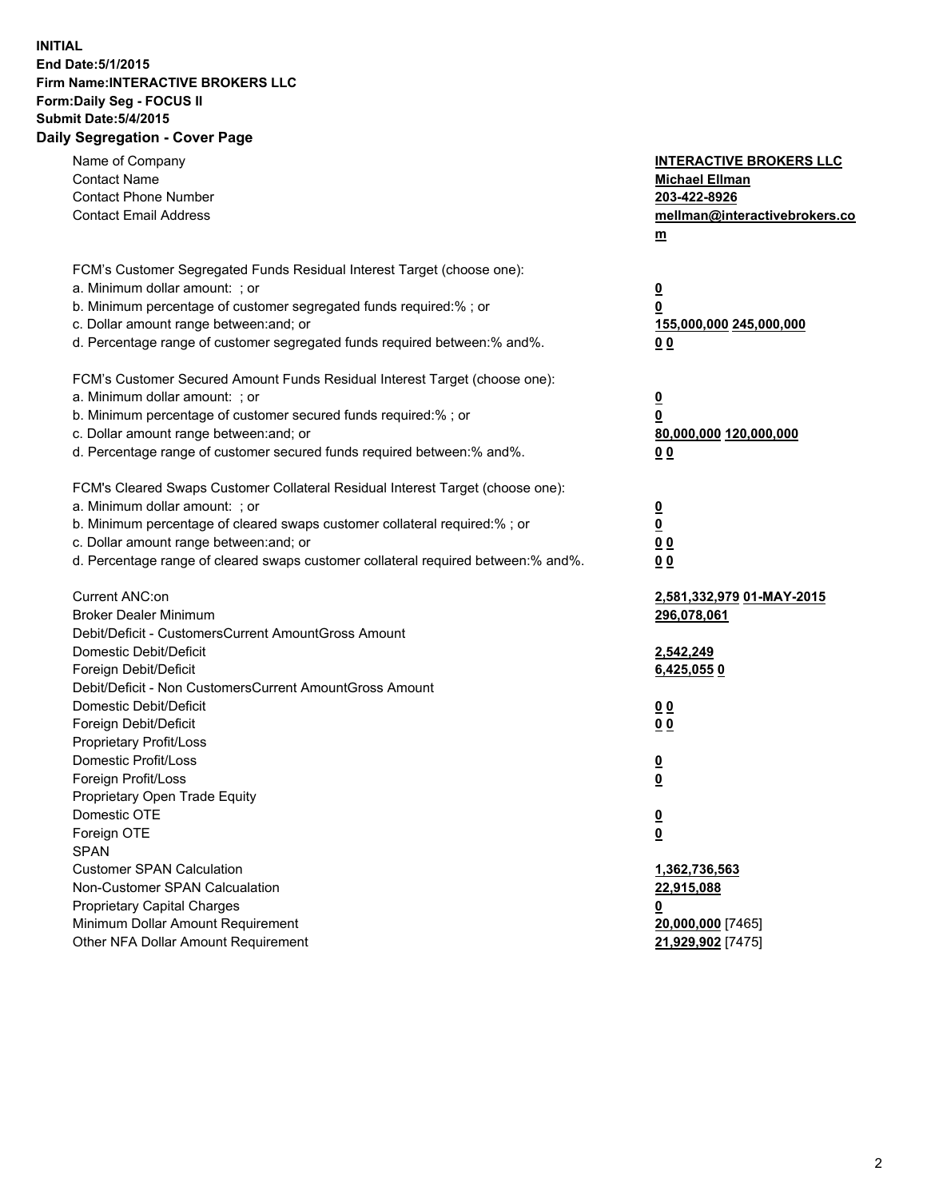**INITIAL**
**End Date:5/1/2015**
**Firm Name:INTERACTIVE BROKERS LLC**
**Form:Daily Seg - FOCUS II**
**Submit Date:5/4/2015**
**Daily Segregation - Cover Page**

| | |
|---|---|
| Name of Company | **INTERACTIVE BROKERS LLC** |
| Contact Name | **Michael Ellman** |
| Contact Phone Number | **203-422-8926** |
| Contact Email Address | **mellman@interactivebrokers.com** |
| FCM's Customer Segregated Funds Residual Interest Target (choose one): | |
| a. Minimum dollar amount: ; or | **0** |
| b. Minimum percentage of customer segregated funds required:% ; or | **0** |
| c. Dollar amount range between:and; or | **155,000,000 245,000,000** |
| d. Percentage range of customer segregated funds required between:% and%. | **0 0** |
| FCM's Customer Secured Amount Funds Residual Interest Target (choose one): | |
| a. Minimum dollar amount: ; or | **0** |
| b. Minimum percentage of customer secured funds required:% ; or | **0** |
| c. Dollar amount range between:and; or | **80,000,000 120,000,000** |
| d. Percentage range of customer secured funds required between:% and%. | **0 0** |
| FCM's Cleared Swaps Customer Collateral Residual Interest Target (choose one): | |
| a. Minimum dollar amount: ; or | **0** |
| b. Minimum percentage of cleared swaps customer collateral required:% ; or | **0** |
| c. Dollar amount range between:and; or | **0 0** |
| d. Percentage range of cleared swaps customer collateral required between:% and%. | **0 0** |
| Current ANC:on | **2,581,332,979 01-MAY-2015** |
| Broker Dealer Minimum | **296,078,061** |
| Debit/Deficit - CustomersCurrent AmountGross Amount | |
| Domestic Debit/Deficit | **2,542,249** |
| Foreign Debit/Deficit | **6,425,055 0** |
| Debit/Deficit - Non CustomersCurrent AmountGross Amount | |
| Domestic Debit/Deficit | **0 0** |
| Foreign Debit/Deficit | **0 0** |
| Proprietary Profit/Loss | |
| Domestic Profit/Loss | **0** |
| Foreign Profit/Loss | **0** |
| Proprietary Open Trade Equity | |
| Domestic OTE | **0** |
| Foreign OTE | **0** |
| SPAN | |
| Customer SPAN Calculation | **1,362,736,563** |
| Non-Customer SPAN Calcualation | **22,915,088** |
| Proprietary Capital Charges | **0** |
| Minimum Dollar Amount Requirement | **20,000,000** [7465] |
| Other NFA Dollar Amount Requirement | **21,929,902** [7475] |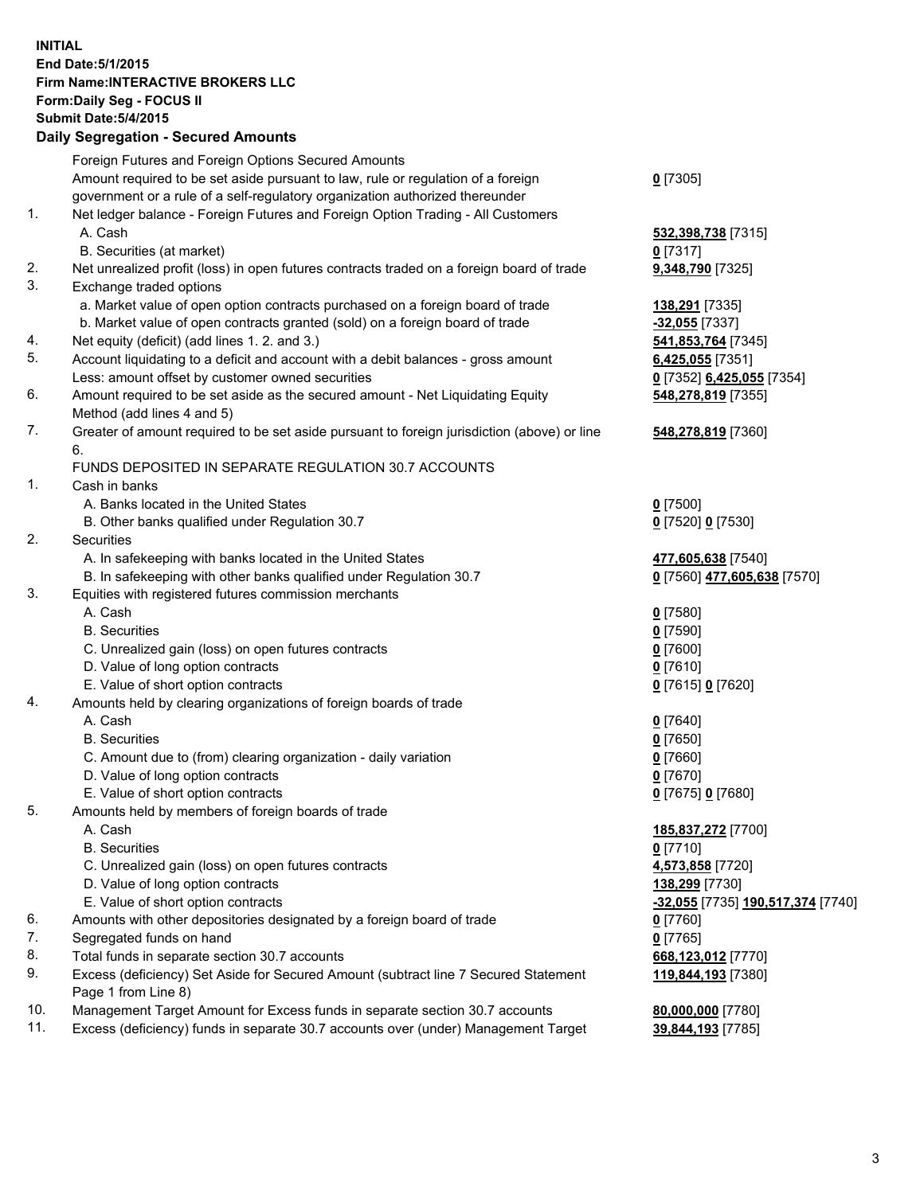**INITIAL**
**End Date:5/1/2015**
**Firm Name:INTERACTIVE BROKERS LLC**
**Form:Daily Seg - FOCUS II**
**Submit Date:5/4/2015**

### Daily Segregation - Secured Amounts

| | | |
|---|---|---|
| | Foreign Futures and Foreign Options Secured Amounts | |
| | Amount required to be set aside pursuant to law, rule or regulation of a foreign government or a rule of a self-regulatory organization authorized thereunder | **0** [7305] |
| 1. | Net ledger balance - Foreign Futures and Foreign Option Trading - All Customers | |
| | A. Cash | **532,398,738** [7315] |
| | B. Securities (at market) | **0** [7317] |
| 2. | Net unrealized profit (loss) in open futures contracts traded on a foreign board of trade | **9,348,790** [7325] |
| 3. | Exchange traded options | |
| | a. Market value of open option contracts purchased on a foreign board of trade | **138,291** [7335] |
| | b. Market value of open contracts granted (sold) on a foreign board of trade | **-32,055** [7337] |
| 4. | Net equity (deficit) (add lines 1. 2. and 3.) | **541,853,764** [7345] |
| 5. | Account liquidating to a deficit and account with a debit balances - gross amount | **6,425,055** [7351] |
| | Less: amount offset by customer owned securities | **0** [7352] **6,425,055** [7354] |
| 6. | Amount required to be set aside as the secured amount - Net Liquidating Equity Method (add lines 4 and 5) | **548,278,819** [7355] |
| 7. | Greater of amount required to be set aside pursuant to foreign jurisdiction (above) or line 6. | **548,278,819** [7360] |
| | FUNDS DEPOSITED IN SEPARATE REGULATION 30.7 ACCOUNTS | |
| 1. | Cash in banks | |
| | A. Banks located in the United States | **0** [7500] |
| | B. Other banks qualified under Regulation 30.7 | **0** [7520] **0** [7530] |
| 2. | Securities | |
| | A. In safekeeping with banks located in the United States | **477,605,638** [7540] |
| | B. In safekeeping with other banks qualified under Regulation 30.7 | **0** [7560] **477,605,638** [7570] |
| 3. | Equities with registered futures commission merchants | |
| | A. Cash | **0** [7580] |
| | B. Securities | **0** [7590] |
| | C. Unrealized gain (loss) on open futures contracts | **0** [7600] |
| | D. Value of long option contracts | **0** [7610] |
| | E. Value of short option contracts | **0** [7615] **0** [7620] |
| 4. | Amounts held by clearing organizations of foreign boards of trade | |
| | A. Cash | **0** [7640] |
| | B. Securities | **0** [7650] |
| | C. Amount due to (from) clearing organization - daily variation | **0** [7660] |
| | D. Value of long option contracts | **0** [7670] |
| | E. Value of short option contracts | **0** [7675] **0** [7680] |
| 5. | Amounts held by members of foreign boards of trade | |
| | A. Cash | **185,837,272** [7700] |
| | B. Securities | **0** [7710] |
| | C. Unrealized gain (loss) on open futures contracts | **4,573,858** [7720] |
| | D. Value of long option contracts | **138,299** [7730] |
| | E. Value of short option contracts | **-32,055** [7735] **190,517,374** [7740] |
| 6. | Amounts with other depositories designated by a foreign board of trade | **0** [7760] |
| 7. | Segregated funds on hand | **0** [7765] |
| 8. | Total funds in separate section 30.7 accounts | **668,123,012** [7770] |
| 9. | Excess (deficiency) Set Aside for Secured Amount (subtract line 7 Secured Statement Page 1 from Line 8) | **119,844,193** [7380] |
| 10. | Management Target Amount for Excess funds in separate section 30.7 accounts | **80,000,000** [7780] |
| 11. | Excess (deficiency) funds in separate 30.7 accounts over (under) Management Target | **39,844,193** [7785] |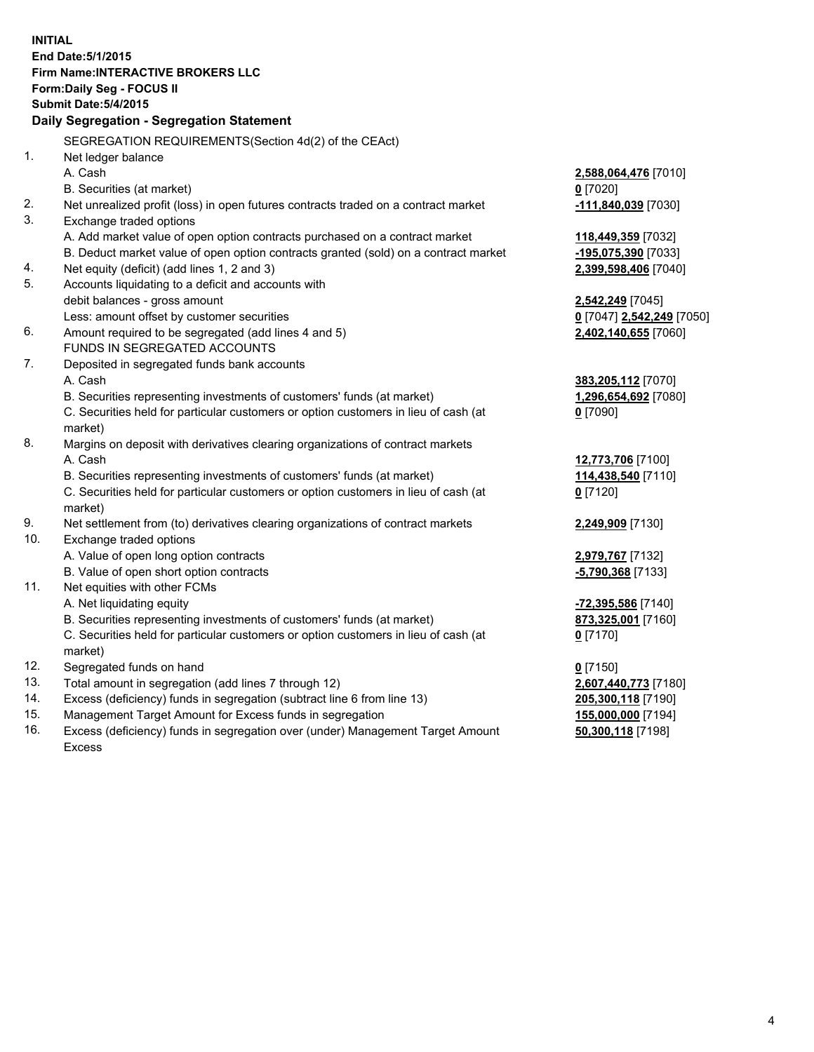**INITIAL**
**End Date:5/1/2015**
**Firm Name:INTERACTIVE BROKERS LLC**
**Form:Daily Seg - FOCUS II**
**Submit Date:5/4/2015**

## Daily Segregation - Segregation Statement

SEGREGATION REQUIREMENTS(Section 4d(2) of the CEAct)

| | | |
|---|---|---|
| 1. | Net ledger balance | |
| | A. Cash | **2,588,064,476** [7010] |
| | B. Securities (at market) | **0** [7020] |
| 2. | Net unrealized profit (loss) in open futures contracts traded on a contract market | **-111,840,039** [7030] |
| 3. | Exchange traded options | |
| | A. Add market value of open option contracts purchased on a contract market | **118,449,359** [7032] |
| | B. Deduct market value of open option contracts granted (sold) on a contract market | **-195,075,390** [7033] |
| 4. | Net equity (deficit) (add lines 1, 2 and 3) | **2,399,598,406** [7040] |
| 5. | Accounts liquidating to a deficit and accounts with debit balances - gross amount | **2,542,249** [7045] |
| | Less: amount offset by customer securities | **0** [7047] **2,542,249** [7050] |
| 6. | Amount required to be segregated (add lines 4 and 5) | **2,402,140,655** [7060] |
| | FUNDS IN SEGREGATED ACCOUNTS | |
| 7. | Deposited in segregated funds bank accounts | |
| | A. Cash | **383,205,112** [7070] |
| | B. Securities representing investments of customers' funds (at market) | **1,296,654,692** [7080] |
| | C. Securities held for particular customers or option customers in lieu of cash (at market) | **0** [7090] |
| 8. | Margins on deposit with derivatives clearing organizations of contract markets | |
| | A. Cash | **12,773,706** [7100] |
| | B. Securities representing investments of customers' funds (at market) | **114,438,540** [7110] |
| | C. Securities held for particular customers or option customers in lieu of cash (at market) | **0** [7120] |
| 9. | Net settlement from (to) derivatives clearing organizations of contract markets | **2,249,909** [7130] |
| 10. | Exchange traded options | |
| | A. Value of open long option contracts | **2,979,767** [7132] |
| | B. Value of open short option contracts | **-5,790,368** [7133] |
| 11. | Net equities with other FCMs | |
| | A. Net liquidating equity | **-72,395,586** [7140] |
| | B. Securities representing investments of customers' funds (at market) | **873,325,001** [7160] |
| | C. Securities held for particular customers or option customers in lieu of cash (at market) | **0** [7170] |
| 12. | Segregated funds on hand | **0** [7150] |
| 13. | Total amount in segregation (add lines 7 through 12) | **2,607,440,773** [7180] |
| 14. | Excess (deficiency) funds in segregation (subtract line 6 from line 13) | **205,300,118** [7190] |
| 15. | Management Target Amount for Excess funds in segregation | **155,000,000** [7194] |
| 16. | Excess (deficiency) funds in segregation over (under) Management Target Amount Excess | **50,300,118** [7198] |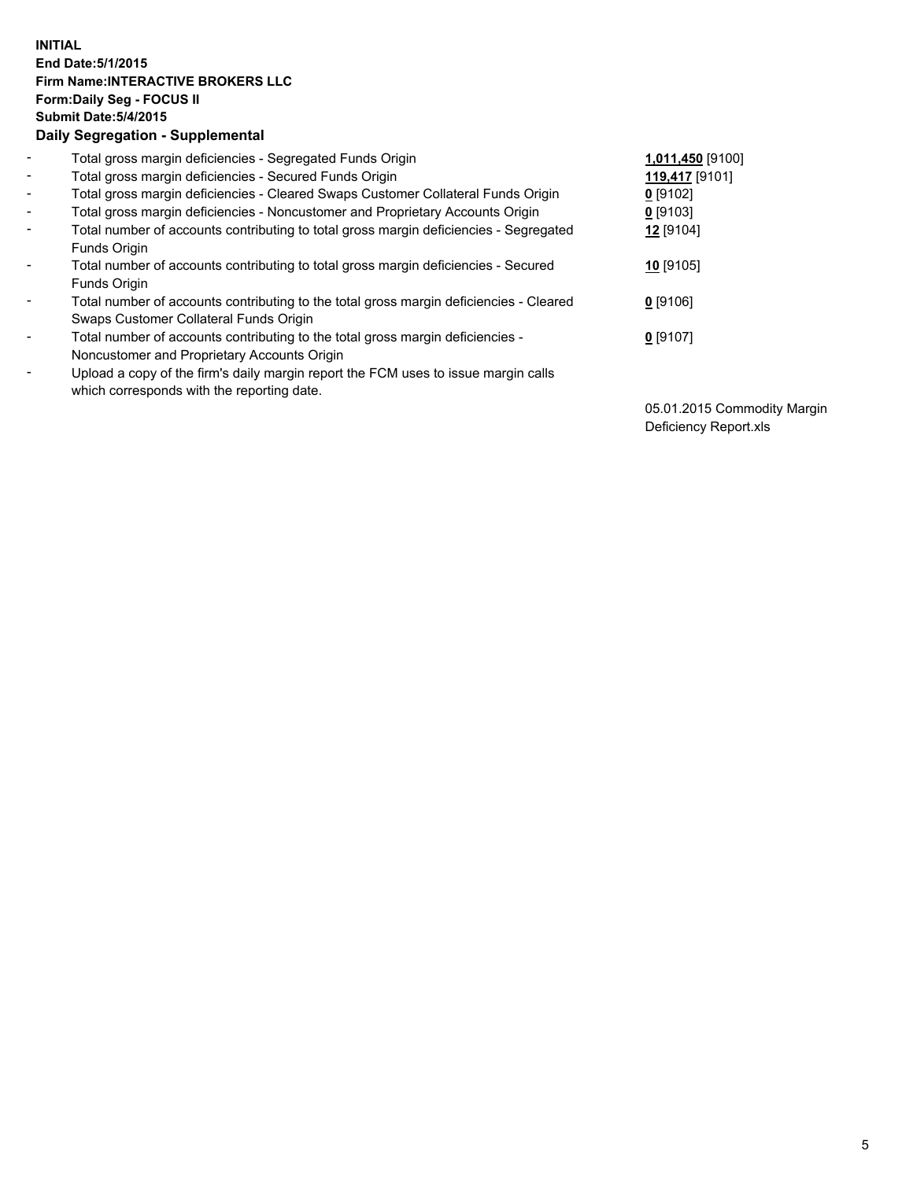**INITIAL**
**End Date:5/1/2015**
**Firm Name:INTERACTIVE BROKERS LLC**
**Form:Daily Seg - FOCUS II**
**Submit Date:5/4/2015**

**Daily Segregation - Supplemental**

| | | |
|---|---|---|
| - | Total gross margin deficiencies - Segregated Funds Origin | **1,011,450** [9100] |
| - | Total gross margin deficiencies - Secured Funds Origin | **119,417** [9101] |
| - | Total gross margin deficiencies - Cleared Swaps Customer Collateral Funds Origin | **0** [9102] |
| - | Total gross margin deficiencies - Noncustomer and Proprietary Accounts Origin | **0** [9103] |
| - | Total number of accounts contributing to total gross margin deficiencies - Segregated Funds Origin | **12** [9104] |
| - | Total number of accounts contributing to total gross margin deficiencies - Secured Funds Origin | **10** [9105] |
| - | Total number of accounts contributing to the total gross margin deficiencies - Cleared Swaps Customer Collateral Funds Origin | **0** [9106] |
| - | Total number of accounts contributing to the total gross margin deficiencies - Noncustomer and Proprietary Accounts Origin | **0** [9107] |
| - | Upload a copy of the firm's daily margin report the FCM uses to issue margin calls which corresponds with the reporting date. | 05.01.2015 Commodity Margin Deficiency Report.xls |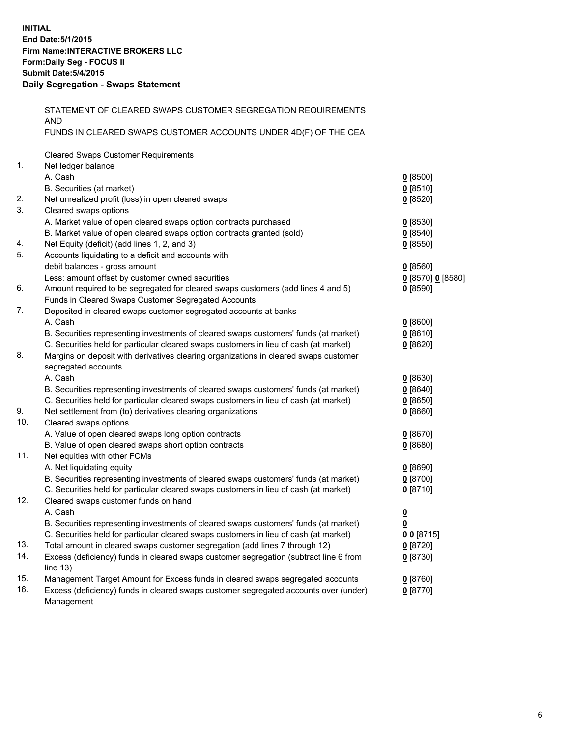**INITIAL**
**End Date:5/1/2015**
**Firm Name:INTERACTIVE BROKERS LLC**
**Form:Daily Seg - FOCUS II**
**Submit Date:5/4/2015**
**Daily Segregation - Swaps Statement**

STATEMENT OF CLEARED SWAPS CUSTOMER SEGREGATION REQUIREMENTS AND FUNDS IN CLEARED SWAPS CUSTOMER ACCOUNTS UNDER 4D(F) OF THE CEA

| | | |
|---|---|---|
| | Cleared Swaps Customer Requirements | |
| 1. | Net ledger balance | |
| | A. Cash | 0 [8500] |
| | B. Securities (at market) | 0 [8510] |
| 2. | Net unrealized profit (loss) in open cleared swaps | 0 [8520] |
| 3. | Cleared swaps options | |
| | A. Market value of open cleared swaps option contracts purchased | 0 [8530] |
| | B. Market value of open cleared swaps option contracts granted (sold) | 0 [8540] |
| 4. | Net Equity (deficit) (add lines 1, 2, and 3) | 0 [8550] |
| 5. | Accounts liquidating to a deficit and accounts with debit balances - gross amount | 0 [8560] |
| | Less: amount offset by customer owned securities | 0 [8570] 0 [8580] |
| 6. | Amount required to be segregated for cleared swaps customers (add lines 4 and 5) | 0 [8590] |
| | Funds in Cleared Swaps Customer Segregated Accounts | |
| 7. | Deposited in cleared swaps customer segregated accounts at banks | |
| | A. Cash | 0 [8600] |
| | B. Securities representing investments of cleared swaps customers' funds (at market) | 0 [8610] |
| | C. Securities held for particular cleared swaps customers in lieu of cash (at market) | 0 [8620] |
| 8. | Margins on deposit with derivatives clearing organizations in cleared swaps customer segregated accounts | |
| | A. Cash | 0 [8630] |
| | B. Securities representing investments of cleared swaps customers' funds (at market) | 0 [8640] |
| | C. Securities held for particular cleared swaps customers in lieu of cash (at market) | 0 [8650] |
| 9. | Net settlement from (to) derivatives clearing organizations | 0 [8660] |
| 10. | Cleared swaps options | |
| | A. Value of open cleared swaps long option contracts | 0 [8670] |
| | B. Value of open cleared swaps short option contracts | 0 [8680] |
| 11. | Net equities with other FCMs | |
| | A. Net liquidating equity | 0 [8690] |
| | B. Securities representing investments of cleared swaps customers' funds (at market) | 0 [8700] |
| | C. Securities held for particular cleared swaps customers in lieu of cash (at market) | 0 [8710] |
| 12. | Cleared swaps customer funds on hand | |
| | A. Cash | 0 |
| | B. Securities representing investments of cleared swaps customers' funds (at market) | 0 |
| | C. Securities held for particular cleared swaps customers in lieu of cash (at market) | 0 0 [8715] |
| 13. | Total amount in cleared swaps customer segregation (add lines 7 through 12) | 0 [8720] |
| 14. | Excess (deficiency) funds in cleared swaps customer segregation (subtract line 6 from line 13) | 0 [8730] |
| 15. | Management Target Amount for Excess funds in cleared swaps segregated accounts | 0 [8760] |
| 16. | Excess (deficiency) funds in cleared swaps customer segregated accounts over (under) Management | 0 [8770] |